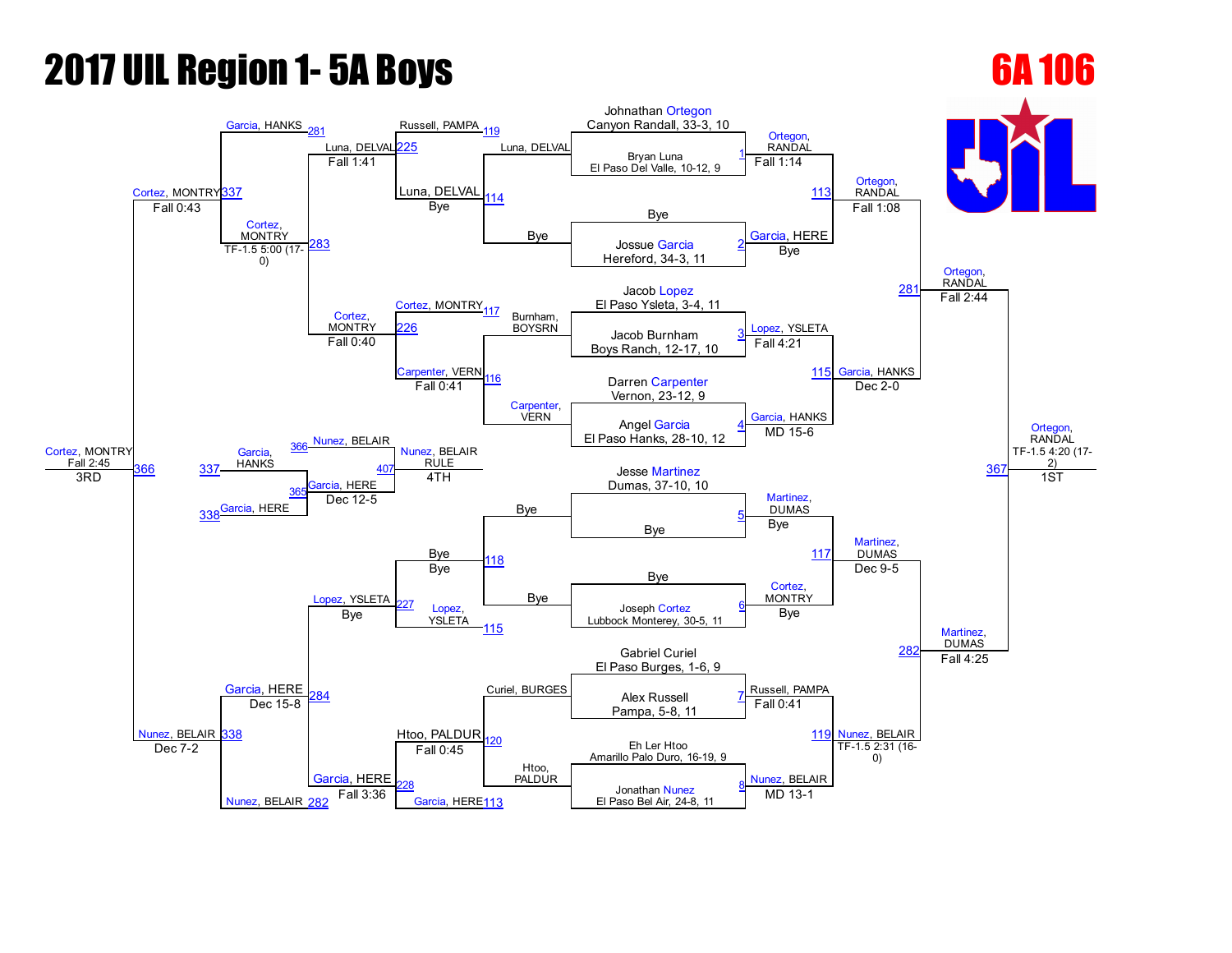# 2017 UIL Region 1- 5A Boys

## 6A 106

### Championship Bracket

| Seed | Wrestler | School, Record, Grade |
| --- | --- | --- |
| 1 | Johnathan Ortegon | Canyon Randall, 33-3, 10 |
| | Bryan Luna | El Paso Del Valle, 10-12, 9 |
| 2 | Jossue Garcia | Hereford, 34-3, 11 |
| | Bye | |
| 3 | Jacob Lopez | El Paso Ysleta, 3-4, 11 |
| | Jacob Burnham | Boys Ranch, 12-17, 10 |
| 4 | Angel Garcia | El Paso Hanks, 28-10, 12 |
| | Darren Carpenter | Vernon, 23-12, 9 |
| 5 | Jesse Martinez | Dumas, 37-10, 10 |
| | Bye | |
| 6 | Joseph Cortez | Lubbock Monterey, 30-5, 11 |
| | Bye | |
| 7 | Alex Russell | Pampa, 5-8, 11 |
| | Gabriel Curiel | El Paso Burges, 1-6, 9 |
| 8 | Jonathan Nunez | El Paso Bel Air, 24-8, 11 |
| | Eh Ler Htoo | Amarillo Palo Duro, 16-19, 9 |

**Championship First Round**
- Match 1: Ortegon, RANDAL — Fall 1:14
- Match 2: Garcia, HERE — Bye
- Match 3: Lopez, YSLETA — Fall 4:21
- Match 4: Garcia, HANKS — MD 15-6
- Match 5: Martinez, DUMAS — Bye
- Match 6: Cortez, MONTRY — Bye
- Match 7: Russell, PAMPA — Fall 0:41
- Match 8: Nunez, BELAIR — MD 13-1

**Championship Quarterfinals**
- Match 113: Ortegon, RANDAL — Fall 1:08
- Match 115: Garcia, HANKS — Dec 2-0
- Match 117: Martinez, DUMAS — Dec 9-5
- Match 119: Nunez, BELAIR — TF-1.5 2:31 (16-0)

**Championship Semifinals**
- Match 281: Ortegon, RANDAL — Fall 2:44
- Match 282: Martinez, DUMAS — Fall 4:25

**Championship Final**
- Match 367: Ortegon, RANDAL — TF-1.5 4:20 (17-2) — 1ST

### Consolation Bracket

**Consolation First Round**
- Match 113 loser: Luna, DELVAL vs Bye → Match 114: Luna, DELVAL — Bye
- Burnham, BOYSRN vs Carpenter, VERN → Match 116: Carpenter, VERN — Fall 0:41
- Bye vs Bye → Match 118: Bye
- Curiel, BURGES vs Htoo, PALDUR → Match 120: Htoo, PALDUR — Fall 0:45

**Consolation Second Round**
- Match 225: Russell, PAMPA (119) vs Luna, DELVAL (114) → Luna, DELVAL — Fall 1:41
- Match 226: Cortez, MONTRY (117) vs Carpenter, VERN (116) → Cortez, MONTRY — Fall 0:40
- Match 227: Lopez, YSLETA (115) vs Bye (118) → Lopez, YSLETA — Bye
- Match 228: Garcia, HERE (113) vs Htoo, PALDUR (120) → Garcia, HERE — Fall 3:36

**Consolation Quarterfinals**
- Match 283: Garcia, HANKS (281) vs Luna, DELVAL → Cortez, MONTRY — TF-1.5 5:00 (17-0)
- Match 284: Lopez, YSLETA vs Garcia, HERE → Garcia, HERE — Dec 15-8

**Consolation Semifinals**
- Match 337: Garcia, HANKS vs Cortez, MONTRY → Cortez, MONTRY — Fall 0:43
- Match 338: Garcia, HERE vs Nunez, BELAIR (282) → Nunez, BELAIR — Dec 7-2

**3rd Place**
- Match 366: Cortez, MONTRY vs Nunez, BELAIR → Cortez, MONTRY — Fall 2:45 — 3RD

**5th Place**
- Match 365: Garcia, HANKS (337) vs Garcia, HERE (338) → Garcia, HERE — Dec 12-5

**4th Place**
- Match 407: Nunez, BELAIR (366) vs Garcia, HERE (365) → Nunez, BELAIR — RULE — 4TH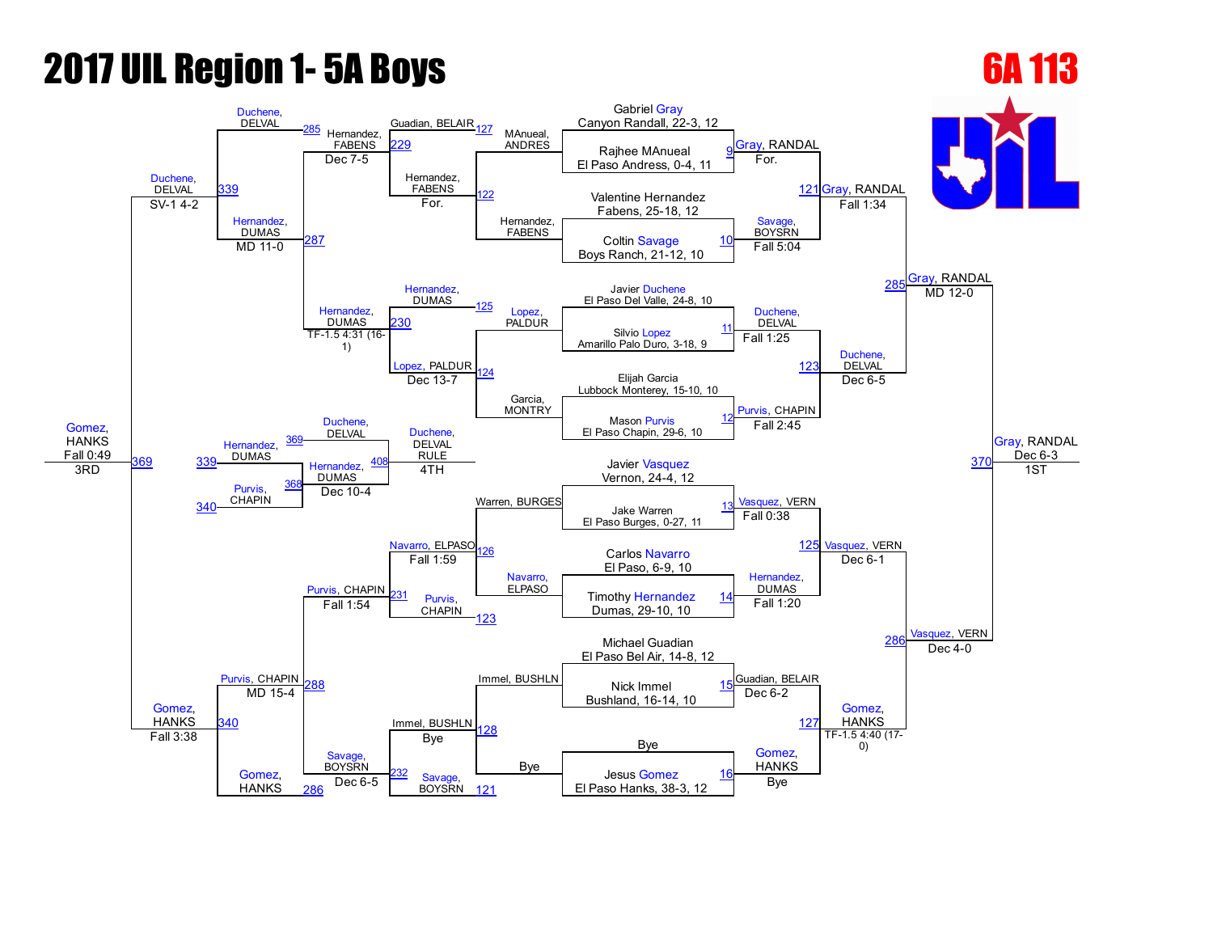# 2017 UIL Region 1- 5A Boys

## 6A 113

### Championship Bracket

**First Round**

| Bout | Wrestler 1 | Wrestler 2 | Winner | Result |
|---|---|---|---|---|
| 9 | Gabriel Gray, Canyon Randall, 22-3, 12 | Rajhee MAnueal, El Paso Andress, 0-4, 11 | Gray, RANDAL | For. |
| 10 | Valentine Hernandez, Fabens, 25-18, 12 | Coltin Savage, Boys Ranch, 21-12, 10 | Savage, BOYSRN | Fall 5:04 |
| 11 | Javier Duchene, El Paso Del Valle, 24-8, 10 | Silvio Lopez, Amarillo Palo Duro, 3-18, 9 | Duchene, DELVAL | Fall 1:25 |
| 12 | Elijah Garcia, Lubbock Monterey, 15-10, 10 | Mason Purvis, El Paso Chapin, 29-6, 10 | Purvis, CHAPIN | Fall 2:45 |
| 13 | Javier Vasquez, Vernon, 24-4, 12 | Jake Warren, El Paso Burges, 0-27, 11 | Vasquez, VERN | Fall 0:38 |
| 14 | Carlos Navarro, El Paso, 6-9, 10 | Timothy Hernandez, Dumas, 29-10, 10 | Hernandez, DUMAS | Fall 1:20 |
| 15 | Michael Guadian, El Paso Bel Air, 14-8, 12 | Nick Immel, Bushland, 16-14, 10 | Guadian, BELAIR | Dec 6-2 |
| 16 | Bye | Jesus Gomez, El Paso Hanks, 38-3, 12 | Gomez, HANKS | Bye |

**Quarterfinals**

| Bout | Winner | Result |
|---|---|---|
| 121 | Gray, RANDAL | Fall 1:34 |
| 123 | Duchene, DELVAL | Dec 6-5 |
| 125 | Vasquez, VERN | Dec 6-1 |
| 127 | Gomez, HANKS | TF-1.5 4:40 (17-0) |

**Semifinals**

| Bout | Winner | Result |
|---|---|---|
| 285 | Gray, RANDAL | MD 12-0 |
| 286 | Vasquez, VERN | Dec 4-0 |

**Final**

| Bout | Winner | Result | Place |
|---|---|---|---|
| 370 | Gray, RANDAL | Dec 6-3 | 1ST |

### Consolation Bracket

| Bout | Wrestler 1 | Wrestler 2 | Winner | Result |
|---|---|---|---|---|
| 122 | MAnueal, ANDRES | Hernandez, FABENS | Hernandez, FABENS | For. |
| 124 | Lopez, PALDUR | Garcia, MONTRY | Lopez, PALDUR | Dec 13-7 |
| 126 | Warren, BURGES | Navarro, ELPASO | Navarro, ELPASO | Fall 1:59 |
| 128 | Immel, BUSHLN | Bye | Immel, BUSHLN | Bye |
| 229 | Guadian, BELAIR | Hernandez, FABENS | Hernandez, FABENS | Dec 7-5 |
| 230 | Hernandez, DUMAS | Lopez, PALDUR | Hernandez, DUMAS | TF-1.5 4:31 (16-1) |
| 231 | Navarro, ELPASO | Purvis, CHAPIN | Purvis, CHAPIN | Fall 1:54 |
| 232 | Immel, BUSHLN | Savage, BOYSRN | Savage, BOYSRN | Dec 6-5 |
| 287 | Hernandez, FABENS | Hernandez, DUMAS | Hernandez, DUMAS | MD 11-0 |
| 288 | Purvis, CHAPIN | Savage, BOYSRN | Purvis, CHAPIN | MD 15-4 |
| 339 | Duchene, DELVAL | Hernandez, DUMAS | Duchene, DELVAL | SV-1 4-2 |
| 340 | Purvis, CHAPIN | Gomez, HANKS | Gomez, HANKS | Fall 3:38 |
| 369 | Duchene, DELVAL | Gomez, HANKS | Gomez, HANKS | Fall 0:49 (3RD) |
| 368 | Hernandez, DUMAS | Purvis, CHAPIN | Hernandez, DUMAS | Dec 10-4 |
| 408 | Duchene, DELVAL | Hernandez, DUMAS | Duchene, DELVAL | RULE (4TH) |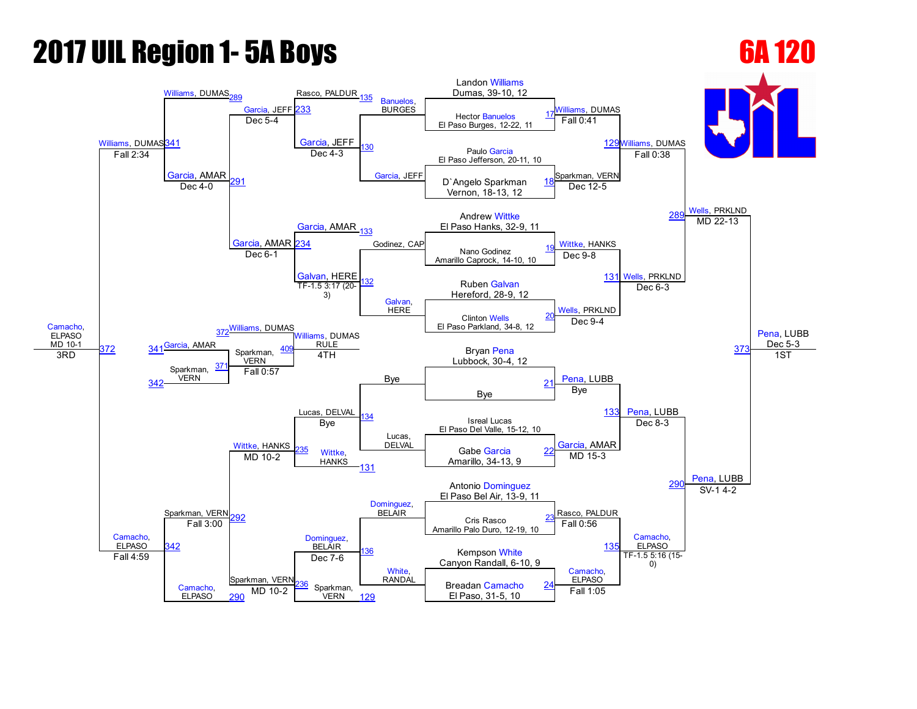# 2017 UIL Region 1- 5A Boys

## 6A 120

### Championship Bracket

**First Round / Quarterfinals (top half)**

- Landon Williams, Dumas, 39-10, 12 vs. Hector Banuelos, El Paso Burges, 12-22, 11 — 17 — Williams, DUMAS, Fall 0:41
- Paulo Garcia, El Paso Jefferson, 20-11, 10 vs. D`Angelo Sparkman, Vernon, 18-13, 12 — 18 — Sparkman, VERN, Dec 12-5
- Andrew Wittke, El Paso Hanks, 32-9, 11 vs. Nano Godinez, Amarillo Caprock, 14-10, 10 — 19 — Wittke, HANKS, Dec 9-8
- Ruben Galvan, Hereford, 28-9, 12 vs. Clinton Wells, El Paso Parkland, 34-8, 12 — 20 — Wells, PRKLND, Dec 9-4

**First Round / Quarterfinals (bottom half)**

- Bryan Pena, Lubbock, 30-4, 12 vs. Bye — 21 — Pena, LUBB, Bye
- Isreal Lucas, El Paso Del Valle, 15-12, 10 vs. Gabe Garcia, Amarillo, 34-13, 9 — 22 — Garcia, AMAR, MD 15-3
- Antonio Dominguez, El Paso Bel Air, 13-9, 11 vs. Cris Rasco, Amarillo Palo Duro, 12-19, 10 — 23 — Rasco, PALDUR, Fall 0:56
- Kempson White, Canyon Randall, 6-10, 9 vs. Breadan Camacho, El Paso, 31-5, 10 — 24 — Camacho, ELPASO, Fall 1:05

**Semifinals**

- 129 — Williams, DUMAS, Fall 0:38
- 131 — Wells, PRKLND, Dec 6-3
- 133 — Pena, LUBB, Dec 8-3
- 135 — Camacho, ELPASO, TF-1.5 5:16 (15-0)

**Finals**

- 289 — Wells, PRKLND, MD 22-13
- 290 — Pena, LUBB, SV-1 4-2

**Championship**

- 373 — Pena, LUBB, Dec 5-3 — **1ST**

### Consolation Bracket

**Consolation Round 1**

- Banuelos, BURGES vs. Garcia, JEFF — 130 — Garcia, JEFF, Dec 4-3
- Godinez, CAP vs. Galvan, HERE — 132 — Galvan, HERE, TF-1.5 3:17 (20-3)
- Bye vs. Lucas, DELVAL — 134 — Lucas, DELVAL, Bye
- Dominguez, BELAIR vs. White, RANDAL — 136 — Dominguez, BELAIR, Dec 7-6

**Consolation Round 2**

- Rasco, PALDUR (135) vs. Garcia, JEFF — 233 — Garcia, JEFF, Dec 5-4
- Garcia, AMAR (133) vs. Galvan, HERE — 234 — Garcia, AMAR, Dec 6-1
- Lucas, DELVAL vs. Wittke, HANKS (131) — 235 — Wittke, HANKS, MD 10-2
- Dominguez, BELAIR vs. Sparkman, VERN (129) — 236 — Sparkman, VERN, MD 10-2

**Consolation Quarterfinals**

- Garcia, JEFF vs. Garcia, AMAR — 291 — Garcia, AMAR, Dec 4-0
- Wittke, HANKS vs. Sparkman, VERN — 292 — Sparkman, VERN, Fall 3:00

**Consolation Semifinals**

- Williams, DUMAS (289) vs. Garcia, AMAR — 341 — Williams, DUMAS, Fall 2:34
- Sparkman, VERN vs. Camacho, ELPASO (290) — 342 — Camacho, ELPASO, Fall 4:59

**3rd Place**

- Williams, DUMAS vs. Camacho, ELPASO — 372 — Camacho, ELPASO, MD 10-1 — **3RD**

**5th Place**

- Garcia, AMAR (341) vs. Sparkman, VERN (342) — 371 — Sparkman, VERN, Fall 0:57

**4th Place**

- Williams, DUMAS (372) vs. Sparkman, VERN (371) — 409 — Williams, DUMAS, RULE — **4TH**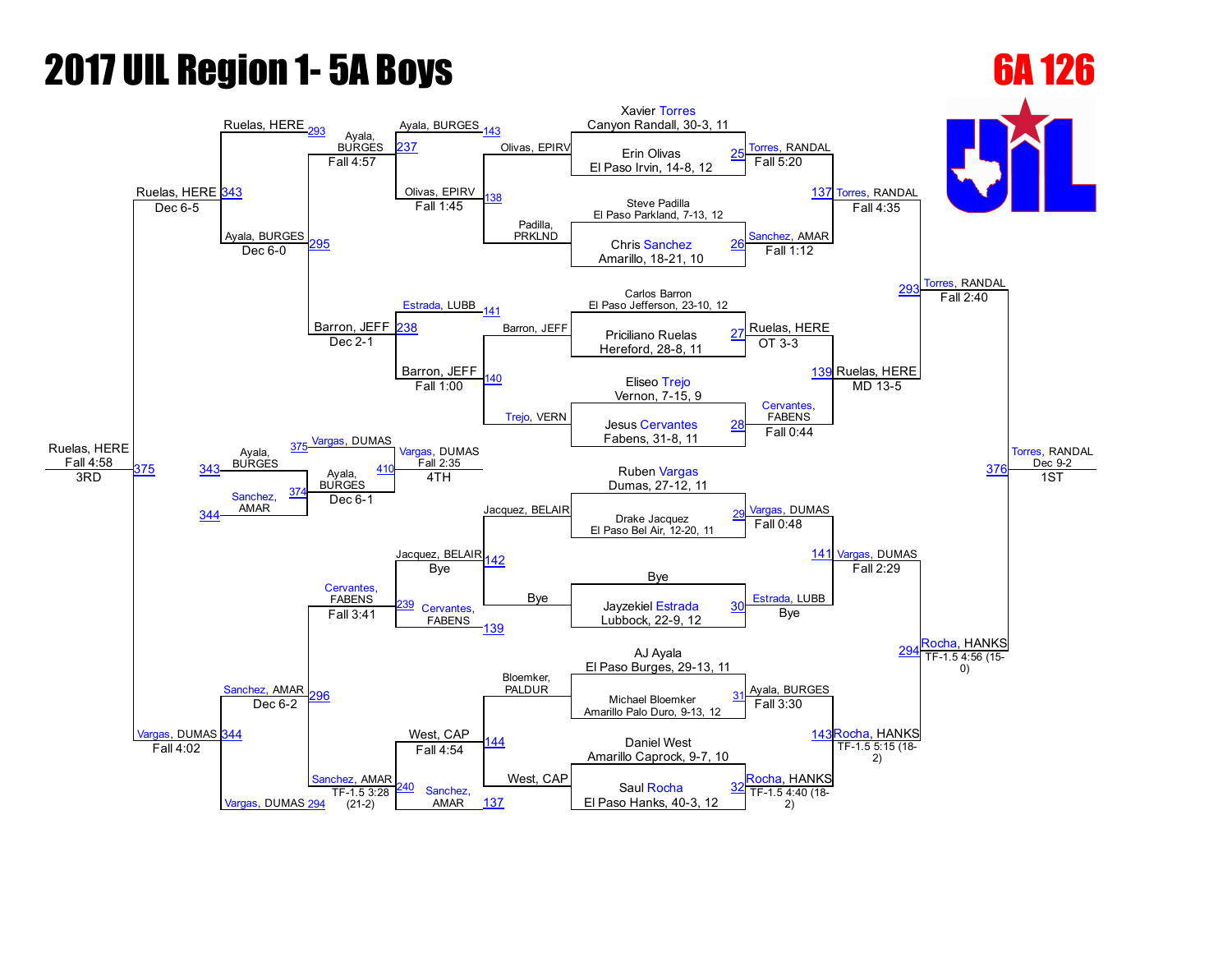# 2017 UIL Region 1- 5A Boys

## 6A 126

### Championship Bracket

**First Round**

| Match | Wrestler | Result |
|---|---|---|
| 25 | Xavier Torres, Canyon Randall, 30-3, 11 vs Erin Olivas, El Paso Irvin, 14-8, 12 | Torres, RANDAL — Fall 5:20 |
| 26 | Steve Padilla, El Paso Parkland, 7-13, 12 vs Chris Sanchez, Amarillo, 18-21, 10 | Sanchez, AMAR — Fall 1:12 |
| 27 | Carlos Barron, El Paso Jefferson, 23-10, 12 vs Priciliano Ruelas, Hereford, 28-8, 11 | Ruelas, HERE — OT 3-3 |
| 28 | Eliseo Trejo, Vernon, 7-15, 9 vs Jesus Cervantes, Fabens, 31-8, 11 | Cervantes, FABENS — Fall 0:44 |
| 29 | Ruben Vargas, Dumas, 27-12, 11 vs Drake Jacquez, El Paso Bel Air, 12-20, 11 | Vargas, DUMAS — Fall 0:48 |
| 30 | Bye vs Jayzekiel Estrada, Lubbock, 22-9, 12 | Estrada, LUBB — Bye |
| 31 | AJ Ayala, El Paso Burges, 29-13, 11 vs Michael Bloemker, Amarillo Palo Duro, 9-13, 12 | Ayala, BURGES — Fall 3:30 |
| 32 | Daniel West, Amarillo Caprock, 9-7, 10 vs Saul Rocha, El Paso Hanks, 40-3, 12 | Rocha, HANKS — TF-1.5 4:40 (18-2) |

**Quarterfinals**

| Match | Wrestlers | Result |
|---|---|---|
| 137 | Torres, RANDAL vs Sanchez, AMAR | Torres, RANDAL — Fall 4:35 |
| 139 | Ruelas, HERE vs Cervantes, FABENS | Ruelas, HERE — MD 13-5 |
| 141 | Vargas, DUMAS vs Estrada, LUBB | Vargas, DUMAS — Fall 2:29 |
| 143 | Ayala, BURGES vs Rocha, HANKS | Rocha, HANKS — TF-1.5 5:15 (18-2) |

**Semifinals**

| Match | Wrestlers | Result |
|---|---|---|
| 293 | Torres, RANDAL vs Ruelas, HERE | Torres, RANDAL — Fall 2:40 |
| 294 | Vargas, DUMAS vs Rocha, HANKS | Rocha, HANKS — TF-1.5 4:56 (15-0) |

**Final (1st Place)**

| Match | Wrestlers | Result |
|---|---|---|
| 376 | Torres, RANDAL vs Rocha, HANKS | Torres, RANDAL — Dec 9-2 — 1ST |

### Consolation Bracket

**Consolation Round 1**

| Match | Wrestlers | Result |
|---|---|---|
| 138 | Olivas, EPIRV vs Padilla, PRKLND | Olivas, EPIRV — Fall 1:45 |
| 140 | Barron, JEFF vs Trejo, VERN | Barron, JEFF — Fall 1:00 |
| 142 | Jacquez, BELAIR vs Bye | Jacquez, BELAIR — Bye |
| 144 | Bloemker, PALDUR vs West, CAP | West, CAP — Fall 4:54 |

**Consolation Round 2**

| Match | Wrestlers | Result |
|---|---|---|
| 237 | Ayala, BURGES vs Olivas, EPIRV | Ayala, BURGES — Fall 4:57 |
| 238 | Estrada, LUBB vs Barron, JEFF | Barron, JEFF — Dec 2-1 |
| 239 | Jacquez, BELAIR vs Cervantes, FABENS | Cervantes, FABENS — Fall 3:41 |
| 240 | West, CAP vs Sanchez, AMAR | Sanchez, AMAR — TF-1.5 3:28 (21-2) |

**Consolation Quarterfinals**

| Match | Wrestlers | Result |
|---|---|---|
| 295 | Ayala, BURGES vs Barron, JEFF | Ayala, BURGES — Dec 6-0 |
| 296 | Cervantes, FABENS vs Sanchez, AMAR | Sanchez, AMAR — Dec 6-2 |

**Consolation Semifinals**

| Match | Wrestlers | Result |
|---|---|---|
| 343 | Ruelas, HERE vs Ayala, BURGES | Ruelas, HERE — Dec 6-5 |
| 344 | Sanchez, AMAR vs Vargas, DUMAS | Vargas, DUMAS — Fall 4:02 |

**3rd Place**

| Match | Wrestlers | Result |
|---|---|---|
| 375 | Ruelas, HERE vs Vargas, DUMAS | Ruelas, HERE — Fall 4:58 — 3RD |

**Consolation (5th/4th Place Bracket)**

| Match | Wrestlers | Result |
|---|---|---|
| 374 | Ayala, BURGES (343) vs Sanchez, AMAR (344) | Ayala, BURGES — Dec 6-1 |
| 410 | Vargas, DUMAS (375) vs Ayala, BURGES (374) | Vargas, DUMAS — Fall 2:35 — 4TH |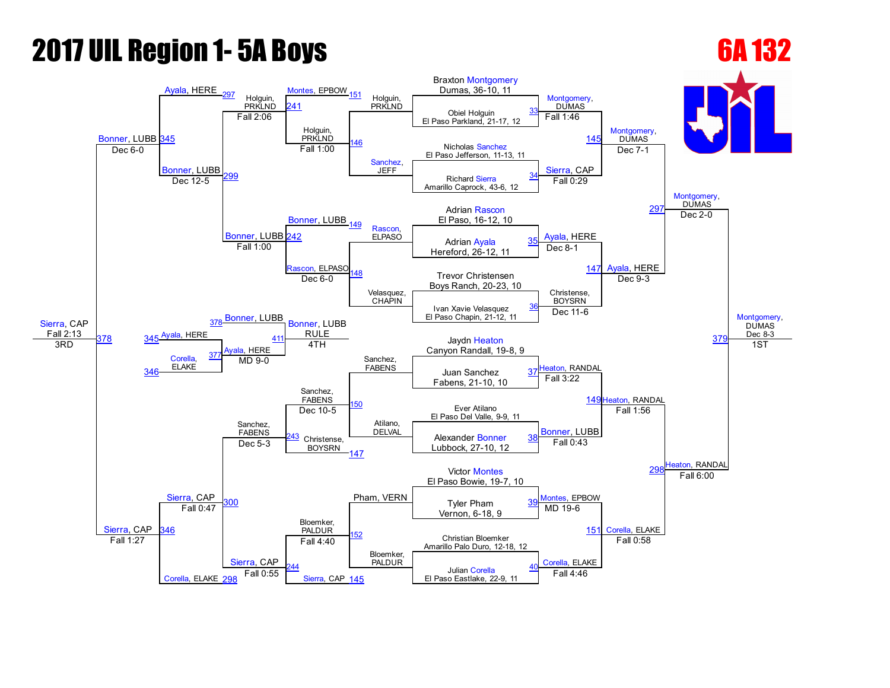# 2017 UIL Region 1- 5A Boys

## 6A 132

### Championship Bracket

| Bout | Wrestler 1 | Wrestler 2 | Winner | Result |
|---|---|---|---|---|
| 33 | Braxton Montgomery, Dumas, 36-10, 11 | Obiel Holguin, El Paso Parkland, 21-17, 12 | Montgomery, DUMAS | Fall 1:46 |
| 34 | Nicholas Sanchez, El Paso Jefferson, 11-13, 11 | Richard Sierra, Amarillo Caprock, 43-6, 12 | Sierra, CAP | Fall 0:29 |
| 35 | Adrian Rascon, El Paso, 16-12, 10 | Adrian Ayala, Hereford, 26-12, 11 | Ayala, HERE | Dec 8-1 |
| 36 | Trevor Christensen, Boys Ranch, 20-23, 10 | Ivan Xavie Velasquez, El Paso Chapin, 21-12, 11 | Christense, BOYSRN | Dec 11-6 |
| 37 | Jaydn Heaton, Canyon Randall, 19-8, 9 | Juan Sanchez, Fabens, 21-10, 10 | Heaton, RANDAL | Fall 3:22 |
| 38 | Ever Atilano, El Paso Del Valle, 9-9, 11 | Alexander Bonner, Lubbock, 27-10, 12 | Bonner, LUBB | Fall 0:43 |
| 39 | Victor Montes, El Paso Bowie, 19-7, 10 | Tyler Pham, Vernon, 6-18, 9 | Montes, EPBOW | MD 19-6 |
| 40 | Christian Bloemker, Amarillo Palo Duro, 12-18, 12 | Julian Corella, El Paso Eastlake, 22-9, 11 | Corella, ELAKE | Fall 4:46 |
| 145 | Montgomery, DUMAS | Sierra, CAP | Montgomery, DUMAS | Dec 7-1 |
| 147 | Ayala, HERE | Christense, BOYSRN | Ayala, HERE | Dec 9-3 |
| 149 | Heaton, RANDAL | Bonner, LUBB | Heaton, RANDAL | Fall 1:56 |
| 151 | Montes, EPBOW | Corella, ELAKE | Corella, ELAKE | Fall 0:58 |
| 297 | Montgomery, DUMAS | Ayala, HERE | Montgomery, DUMAS | Dec 2-0 |
| 298 | Heaton, RANDAL | Corella, ELAKE | Heaton, RANDAL | Fall 6:00 |
| 379 | Montgomery, DUMAS | Heaton, RANDAL | Montgomery, DUMAS | Dec 8-3 (1ST) |

### Consolation Bracket

| Bout | Wrestler 1 | Wrestler 2 | Winner | Result |
|---|---|---|---|---|
| 146 | Holguin, PRKLND | Sanchez, JEFF | Holguin, PRKLND | Fall 1:00 |
| 148 | Rascon, ELPASO | Velasquez, CHAPIN | Rascon, ELPASO | Dec 6-0 |
| 150 | Sanchez, FABENS | Atilano, DELVAL | Sanchez, FABENS | Dec 10-5 |
| 152 | Pham, VERN | Bloemker, PALDUR | Bloemker, PALDUR | Fall 4:40 |
| 241 | Montes, EPBOW | Holguin, PRKLND | Holguin, PRKLND | Fall 2:06 |
| 242 | Bonner, LUBB | Rascon, ELPASO | Bonner, LUBB | Fall 1:00 |
| 243 | Sanchez, FABENS | Christense, BOYSRN | Sanchez, FABENS | Dec 5-3 |
| 244 | Bloemker, PALDUR | Sierra, CAP | Sierra, CAP | Fall 0:55 |
| 299 | Ayala, HERE vs Holguin, PRKLND / Bonner, LUBB | Bonner, LUBB | Bonner, LUBB | Dec 12-5 |
| 300 | Sanchez, FABENS | Corella, ELAKE / Sierra, CAP | Sierra, CAP | Fall 0:47 |
| 345 | Ayala, HERE | Bonner, LUBB | Bonner, LUBB | Dec 6-0 |
| 346 | Sierra, CAP | Corella, ELAKE | Sierra, CAP | Fall 1:27 |
| 377 | Ayala, HERE | Corella, ELAKE | Ayala, HERE | MD 9-0 |
| 378 | Bonner, LUBB | Sierra, CAP | Sierra, CAP | Fall 2:13 (3RD) |
| 411 | Bonner, LUBB | Ayala, HERE | Bonner, LUBB | RULE (4TH) |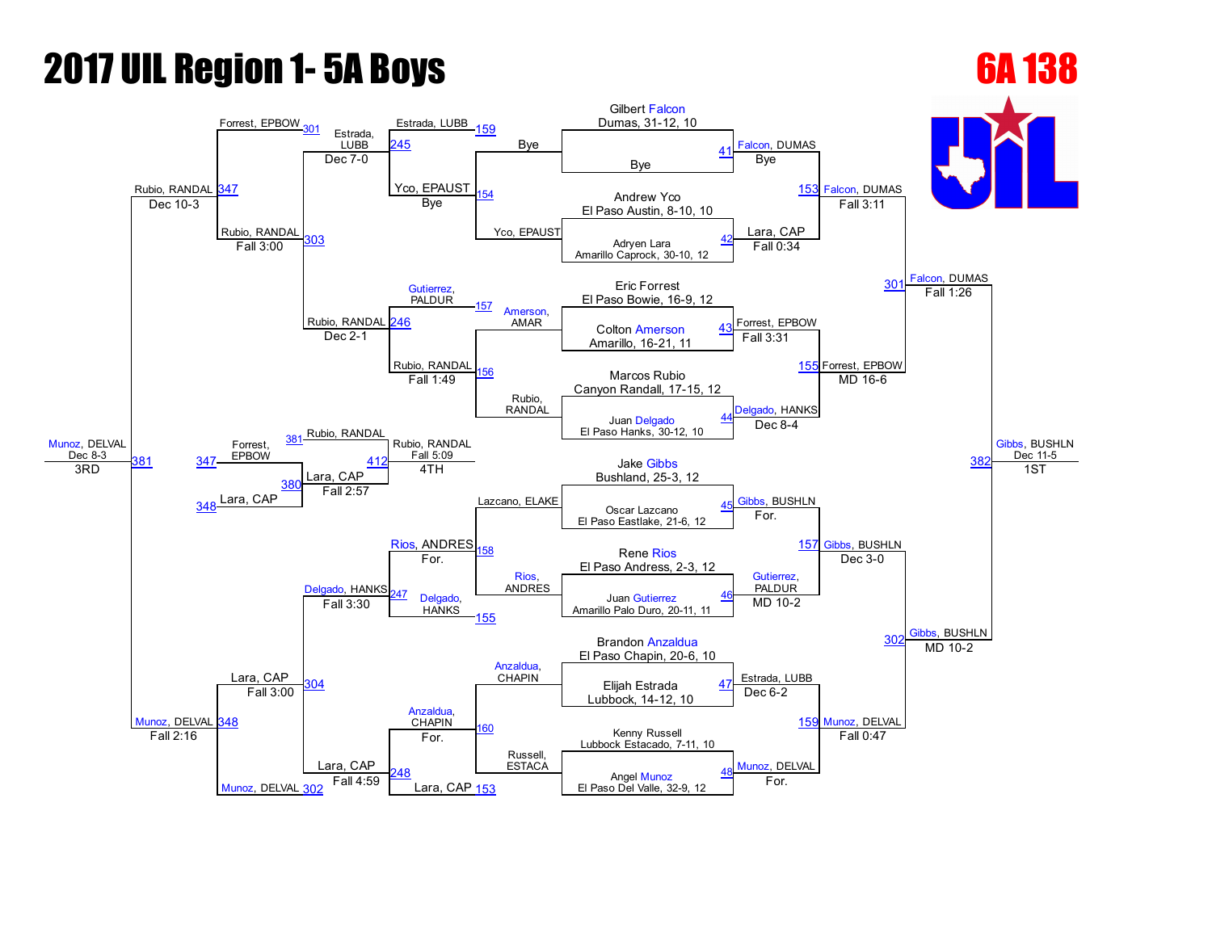# 2017 UIL Region 1- 5A Boys

## 6A 138

### Championship Bracket

**First Round**

| Bout | Wrestler 1 | Wrestler 2 | Winner | Result |
|---|---|---|---|---|
| 41 | Gilbert Falcon, Dumas, 31-12, 10 | Bye | Falcon, DUMAS | Bye |
| 42 | Andrew Yco, El Paso Austin, 8-10, 10 | Adryen Lara, Amarillo Caprock, 30-10, 12 | Lara, CAP | Fall 0:34 |
| 43 | Eric Forrest, El Paso Bowie, 16-9, 12 | Colton Amerson, Amarillo, 16-21, 11 | Forrest, EPBOW | Fall 3:31 |
| 44 | Marcos Rubio, Canyon Randall, 17-15, 12 | Juan Delgado, El Paso Hanks, 30-12, 10 | Delgado, HANKS | Dec 8-4 |
| 45 | Jake Gibbs, Bushland, 25-3, 12 | Oscar Lazcano, El Paso Eastlake, 21-6, 12 | Gibbs, BUSHLN | For. |
| 46 | Rene Rios, El Paso Andress, 2-3, 12 | Juan Gutierrez, Amarillo Palo Duro, 20-11, 11 | Gutierrez, PALDUR | MD 10-2 |
| 47 | Brandon Anzaldua, El Paso Chapin, 20-6, 10 | Elijah Estrada, Lubbock, 14-12, 10 | Estrada, LUBB | Dec 6-2 |
| 48 | Kenny Russell, Lubbock Estacado, 7-11, 10 | Angel Munoz, El Paso Del Valle, 32-9, 12 | Munoz, DELVAL | For. |

**Quarterfinals**

| Bout | Winner | Result |
|---|---|---|
| 153 | Falcon, DUMAS | Fall 3:11 |
| 155 | Forrest, EPBOW | MD 16-6 |
| 157 | Gibbs, BUSHLN | Dec 3-0 |
| 159 | Munoz, DELVAL | Fall 0:47 |

**Semifinals**

| Bout | Winner | Result |
|---|---|---|
| 301 | Falcon, DUMAS | Fall 1:26 |
| 302 | Gibbs, BUSHLN | MD 10-2 |

**Final**

| Bout | Winner | Result | Place |
|---|---|---|---|
| 382 | Gibbs, BUSHLN | Dec 11-5 | 1ST |

### Consolation Bracket

**Consolation Round 1**

| Bout | Wrestlers | Winner | Result |
|---|---|---|---|
| 154 | Bye / Yco, EPAUST | Yco, EPAUST | Bye |
| 156 | Amerson, AMAR / Rubio, RANDAL | Rubio, RANDAL | Fall 1:49 |
| 158 | Lazcano, ELAKE / Rios, ANDRES | Rios, ANDRES | For. |
| 160 | Anzaldua, CHAPIN / Russell, ESTACA | Anzaldua, CHAPIN | For. |

**Consolation Round 2**

| Bout | Wrestlers | Winner | Result |
|---|---|---|---|
| 245 | Estrada, LUBB (159) / Yco, EPAUST | Estrada, LUBB | Dec 7-0 |
| 246 | Gutierrez, PALDUR (157) / Rubio, RANDAL | Rubio, RANDAL | Dec 2-1 |
| 247 | Rios, ANDRES / Delgado, HANKS (155) | Delgado, HANKS | Fall 3:30 |
| 248 | Anzaldua, CHAPIN / Lara, CAP (153) | Lara, CAP | Fall 4:59 |

**Consolation Quarterfinals**

| Bout | Wrestlers | Winner | Result |
|---|---|---|---|
| 303 | Forrest, EPBOW (301) / Rubio, RANDAL | Rubio, RANDAL | Fall 3:00 |
| 304 | Lara, CAP / Munoz, DELVAL (302) | Lara, CAP | Fall 3:00 |

**Consolation Semifinals**

| Bout | Wrestlers | Winner | Result |
|---|---|---|---|
| 347 | Rubio, RANDAL | Rubio, RANDAL | Dec 10-3 |
| 348 | Munoz, DELVAL | Munoz, DELVAL | Fall 2:16 |

**3rd Place**

| Bout | Winner | Result | Place |
|---|---|---|---|
| 381 | Munoz, DELVAL | Dec 8-3 | 3RD |

**Consolation Bracket (Blood Round)**

| Bout | Wrestlers | Winner | Result |
|---|---|---|---|
| 380 | Forrest, EPBOW (347) / Lara, CAP (348) | Lara, CAP | Fall 2:57 |

**4th Place**

| Bout | Wrestlers | Winner | Result | Place |
|---|---|---|---|---|
| 412 | Rubio, RANDAL (381) / Lara, CAP | Rubio, RANDAL | Fall 5:09 | 4TH |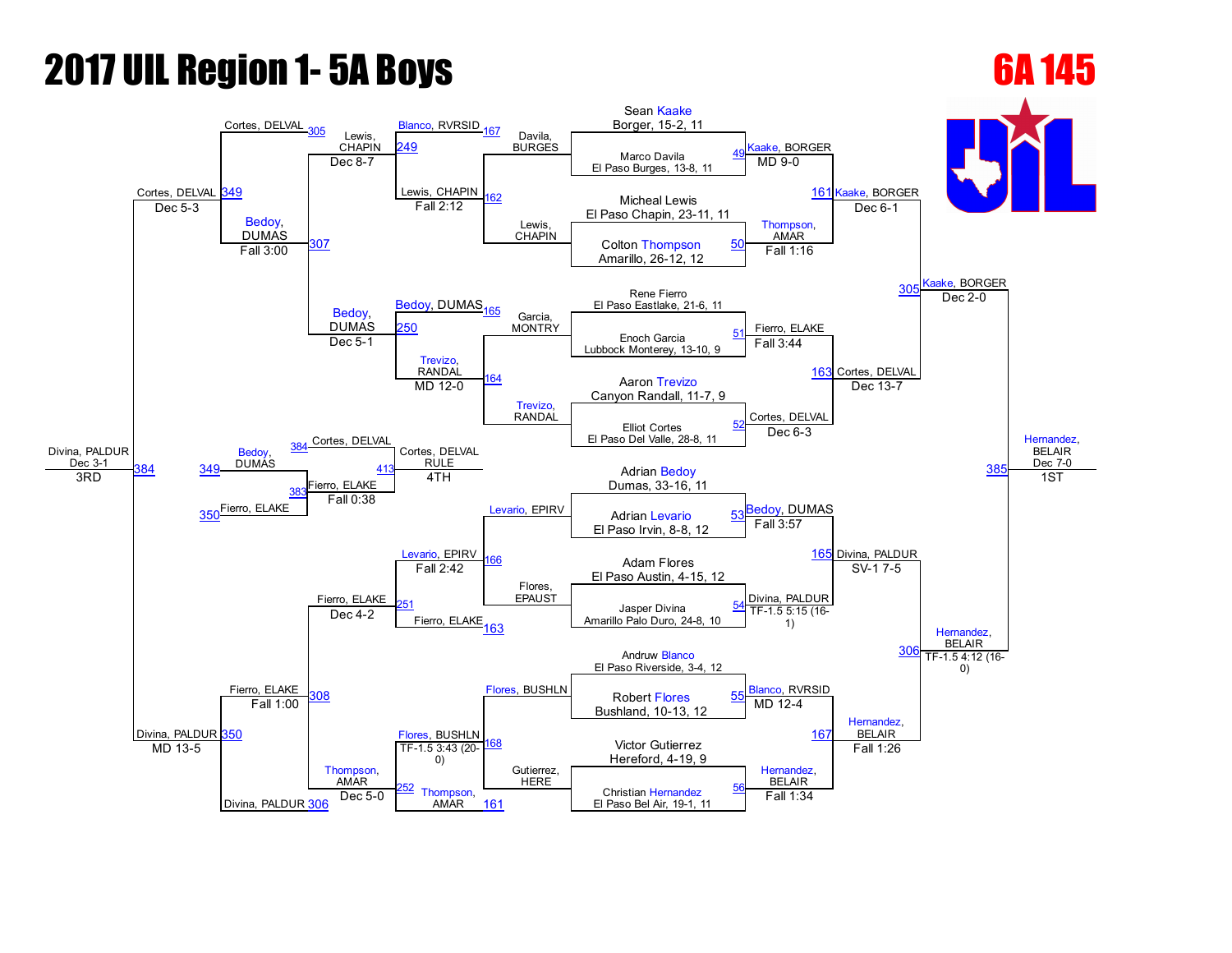# 2017 UIL Region 1- 5A Boys

## 6A 145

### Championship Bracket

**First Round**

| Bout | Wrestler 1 | Wrestler 2 | Winner | Result |
|---|---|---|---|---|
| 49 | Sean Kaake, Borger, 15-2, 11 | Marco Davila, El Paso Burges, 13-8, 11 | Kaake, BORGER | MD 9-0 |
| 50 | Micheal Lewis, El Paso Chapin, 23-11, 11 | Colton Thompson, Amarillo, 26-12, 12 | Thompson, AMAR | Fall 1:16 |
| 51 | Rene Fierro, El Paso Eastlake, 21-6, 11 | Enoch Garcia, Lubbock Monterey, 13-10, 9 | Fierro, ELAKE | Fall 3:44 |
| 52 | Aaron Trevizo, Canyon Randall, 11-7, 9 | Elliot Cortes, El Paso Del Valle, 28-8, 11 | Cortes, DELVAL | Dec 6-3 |
| 53 | Adrian Bedoy, Dumas, 33-16, 11 | Adrian Levario, El Paso Irvin, 8-8, 12 | Bedoy, DUMAS | Fall 3:57 |
| 54 | Adam Flores, El Paso Austin, 4-15, 12 | Jasper Divina, Amarillo Palo Duro, 24-8, 10 | Divina, PALDUR | TF-1.5 5:15 (16-1) |
| 55 | Andruw Blanco, El Paso Riverside, 3-4, 12 | Robert Flores, Bushland, 10-13, 12 | Blanco, RVRSID | MD 12-4 |
| 56 | Victor Gutierrez, Hereford, 4-19, 9 | Christian Hernandez, El Paso Bel Air, 19-1, 11 | Hernandez, BELAIR | Fall 1:34 |

**Quarterfinals**

| Bout | Wrestler 1 | Wrestler 2 | Winner | Result |
|---|---|---|---|---|
| 161 | Kaake, BORGER | Thompson, AMAR | Kaake, BORGER | Dec 6-1 |
| 163 | Fierro, ELAKE | Cortes, DELVAL | Cortes, DELVAL | Dec 13-7 |
| 165 | Bedoy, DUMAS | Divina, PALDUR | Divina, PALDUR | SV-1 7-5 |
| 167 | Blanco, RVRSID | Hernandez, BELAIR | Hernandez, BELAIR | Fall 1:26 |

**Semifinals**

| Bout | Wrestler 1 | Wrestler 2 | Winner | Result |
|---|---|---|---|---|
| 305 | Kaake, BORGER | Cortes, DELVAL | Kaake, BORGER | Dec 2-0 |
| 306 | Divina, PALDUR | Hernandez, BELAIR | Hernandez, BELAIR | TF-1.5 4:12 (16-0) |

**Final**

| Bout | Wrestler 1 | Wrestler 2 | Winner | Result |
|---|---|---|---|---|
| 385 | Kaake, BORGER | Hernandez, BELAIR | Hernandez, BELAIR (1ST) | Dec 7-0 |

### Consolation Bracket

**First Round Consolation**

| Bout | Wrestler 1 | Wrestler 2 | Winner | Result |
|---|---|---|---|---|
| 162 | Davila, BURGES | Lewis, CHAPIN | Lewis, CHAPIN | Fall 2:12 |
| 164 | Garcia, MONTRY | Trevizo, RANDAL | Trevizo, RANDAL | MD 12-0 |
| 166 | Levario, EPIRV | Flores, EPAUST | Levario, EPIRV | Fall 2:42 |
| 168 | Flores, BUSHLN | Gutierrez, HERE | Flores, BUSHLN | TF-1.5 3:43 (20-0) |

**Second Round Consolation**

| Bout | Wrestler 1 | Wrestler 2 | Winner | Result |
|---|---|---|---|---|
| 249 | Blanco, RVRSID (167) | Lewis, CHAPIN | Lewis, CHAPIN | Dec 8-7 |
| 250 | Bedoy, DUMAS (165) | Trevizo, RANDAL | Bedoy, DUMAS | Dec 5-1 |
| 251 | Levario, EPIRV | Fierro, ELAKE (163) | Fierro, ELAKE | Dec 4-2 |
| 252 | Flores, BUSHLN | Thompson, AMAR (161) | Thompson, AMAR | Dec 5-0 |

**Consolation Quarterfinals**

| Bout | Wrestler 1 | Wrestler 2 | Winner | Result |
|---|---|---|---|---|
| 307 | Lewis, CHAPIN | Bedoy, DUMAS | Bedoy, DUMAS | Fall 3:00 |
| 308 | Fierro, ELAKE | Thompson, AMAR | Fierro, ELAKE | Fall 1:00 |

**Consolation Semifinals**

| Bout | Wrestler 1 | Wrestler 2 | Winner | Result |
|---|---|---|---|---|
| 349 | Cortes, DELVAL (305) | Bedoy, DUMAS | Cortes, DELVAL | Dec 5-3 |
| 350 | Fierro, ELAKE | Divina, PALDUR (306) | Divina, PALDUR | MD 13-5 |

**3rd Place**

| Bout | Wrestler 1 | Wrestler 2 | Winner | Result |
|---|---|---|---|---|
| 384 | Cortes, DELVAL | Divina, PALDUR | Divina, PALDUR (3RD) | Dec 3-1 |

**Consolation (4th Place Bracket)**

| Bout | Wrestler 1 | Wrestler 2 | Winner | Result |
|---|---|---|---|---|
| 383 | Bedoy, DUMAS (349) | Fierro, ELAKE (350) | Fierro, ELAKE | Fall 0:38 |
| 413 | Cortes, DELVAL (384) | Fierro, ELAKE | Cortes, DELVAL (4TH) | RULE |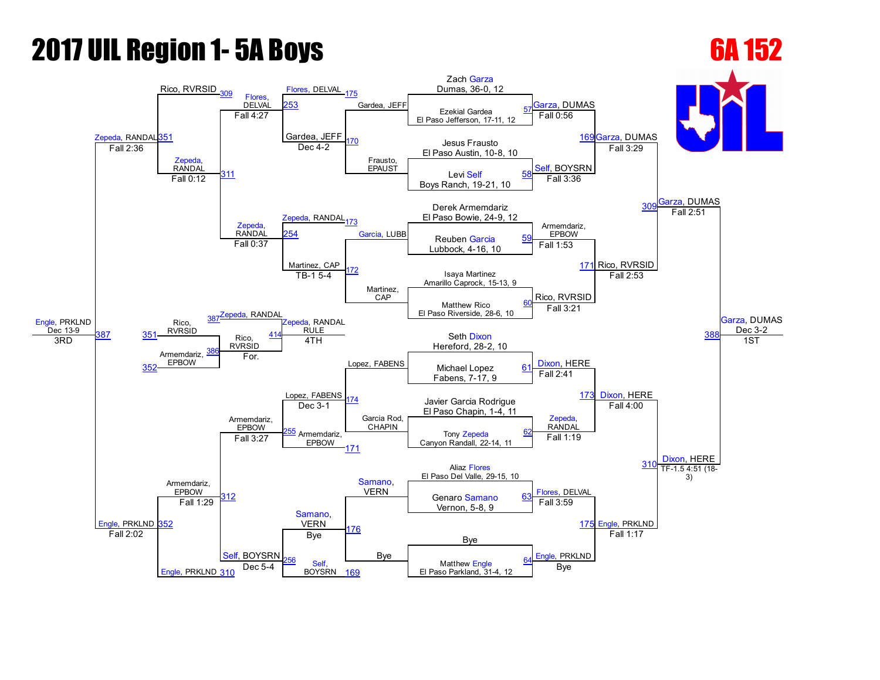# 2017 UIL Region 1- 5A Boys

## 6A 152

### Championship Bracket

**First Round**

| Bout | Wrestler 1 | Wrestler 2 | Winner | Result |
|---|---|---|---|---|
| 57 | Zach Garza, Dumas, 36-0, 12 | Ezekial Gardea, El Paso Jefferson, 17-11, 12 | Garza, DUMAS | Fall 0:56 |
| 58 | Jesus Frausto, El Paso Austin, 10-8, 10 | Levi Self, Boys Ranch, 19-21, 10 | Self, BOYSRN | Fall 3:36 |
| 59 | Derek Armemdariz, El Paso Bowie, 24-9, 12 | Reuben Garcia, Lubbock, 4-16, 10 | Armemdariz, EPBOW | Fall 1:53 |
| 60 | Isaya Martinez, Amarillo Caprock, 15-13, 9 | Matthew Rico, El Paso Riverside, 28-6, 10 | Rico, RVRSID | Fall 3:21 |
| 61 | Seth Dixon, Hereford, 28-2, 10 | Michael Lopez, Fabens, 7-17, 9 | Dixon, HERE | Fall 2:41 |
| 62 | Javier Garcia Rodrigue, El Paso Chapin, 1-4, 11 | Tony Zepeda, Canyon Randall, 22-14, 11 | Zepeda, RANDAL | Fall 1:19 |
| 63 | Aliaz Flores, El Paso Del Valle, 29-15, 10 | Genaro Samano, Vernon, 5-8, 9 | Flores, DELVAL | Fall 3:59 |
| 64 | Bye | Matthew Engle, El Paso Parkland, 31-4, 12 | Engle, PRKLND | Bye |

**Quarterfinals**

| Bout | Winner | Result |
|---|---|---|
| 169 | Garza, DUMAS | Fall 3:29 |
| 171 | Rico, RVRSID | Fall 2:53 |
| 173 | Dixon, HERE | Fall 4:00 |
| 175 | Engle, PRKLND | Fall 1:17 |

**Semifinals**

| Bout | Winner | Result |
|---|---|---|
| 309 | Garza, DUMAS | Fall 2:51 |
| 310 | Dixon, HERE | TF-1.5 4:51 (18-3) |

**Final**

| Bout | Winner | Result | Place |
|---|---|---|---|
| 388 | Garza, DUMAS | Dec 3-2 | 1ST |

### Consolation Bracket

**First Round Consolation**

| Bout | Wrestler 1 | Wrestler 2 | Winner | Result |
|---|---|---|---|---|
| 170 | Gardea, JEFF | Frausto, EPAUST | Gardea, JEFF | Dec 4-2 |
| 172 | Garcia, LUBB | Martinez, CAP | Martinez, CAP | TB-1 5-4 |
| 174 | Lopez, FABENS | Garcia Rod, CHAPIN | Lopez, FABENS | Dec 3-1 |
| 176 | Samano, VERN | Bye | Samano, VERN | Bye |

**Second Round Consolation**

| Bout | Wrestler 1 | Wrestler 2 | Winner | Result |
|---|---|---|---|---|
| 253 | Flores, DELVAL (175) | Gardea, JEFF | Flores, DELVAL | Fall 4:27 |
| 254 | Zepeda, RANDAL (173) | Martinez, CAP | Zepeda, RANDAL | Fall 0:37 |
| 255 | Lopez, FABENS | Armemdariz, EPBOW (171) | Armemdariz, EPBOW | Fall 3:27 |
| 256 | Samano, VERN | Self, BOYSRN (169) | Self, BOYSRN | Dec 5-4 |

**Consolation Quarterfinals**

| Bout | Wrestler 1 | Wrestler 2 | Winner | Result |
|---|---|---|---|---|
| 311 | Flores, DELVAL | Zepeda, RANDAL | Zepeda, RANDAL | Fall 0:12 |
| 312 | Armemdariz, EPBOW | Self, BOYSRN | Armemdariz, EPBOW | Fall 1:29 |

**Consolation Semifinals**

| Bout | Wrestler 1 | Wrestler 2 | Winner | Result |
|---|---|---|---|---|
| 351 | Rico, RVRSID (309) | Zepeda, RANDAL | Zepeda, RANDAL | Fall 2:36 |
| 352 | Armemdariz, EPBOW | Engle, PRKLND (310) | Engle, PRKLND | Fall 2:02 |

**3rd Place**

| Bout | Winner | Result | Place |
|---|---|---|---|
| 387 | Engle, PRKLND | Dec 13-9 | 3RD |

**5th Place**

| Bout | Wrestler 1 | Wrestler 2 | Winner | Result |
|---|---|---|---|---|
| 386 | Rico, RVRSID (351) | Armemdariz, EPBOW (352) | Rico, RVRSID | For. |

**4th Place**

| Bout | Winner | Result | Place |
|---|---|---|---|
| 414 | Zepeda, RANDAL (387) | RULE | 4TH |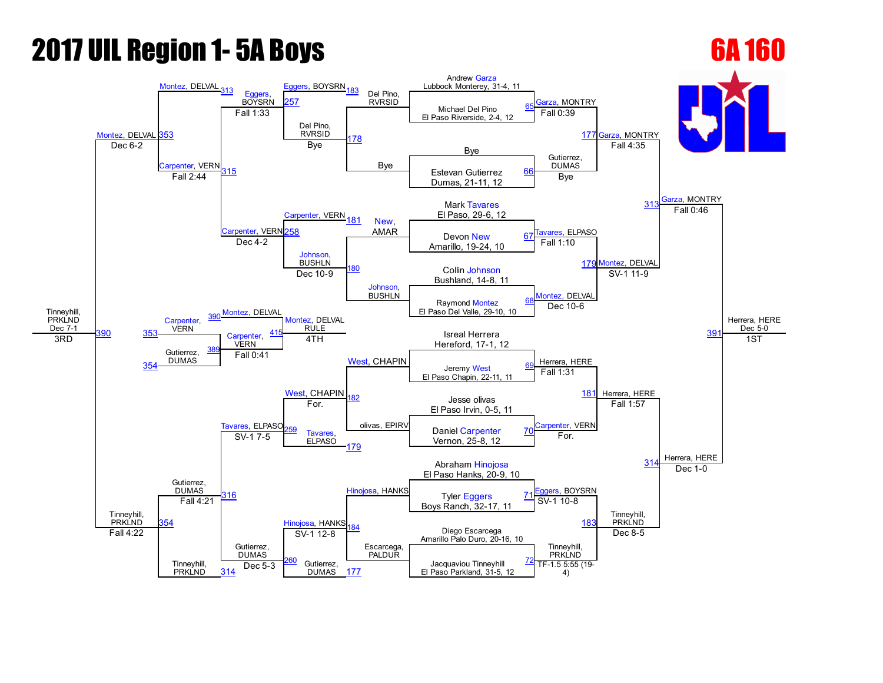# 2017 UIL Region 1- 5A Boys

## 6A 160

### Championship Bracket

| Bout | Wrestler 1 | Wrestler 2 | Winner | Result |
|---|---|---|---|---|
| 65 | Andrew Garza, Lubbock Monterey, 31-4, 11 | Michael Del Pino, El Paso Riverside, 2-4, 12 | Garza, MONTRY | Fall 0:39 |
| 66 | Bye | Estevan Gutierrez, Dumas, 21-11, 12 | Gutierrez, DUMAS | Bye |
| 67 | Mark Tavares, El Paso, 29-6, 12 | Devon New, Amarillo, 19-24, 10 | Tavares, ELPASO | Fall 1:10 |
| 68 | Collin Johnson, Bushland, 14-8, 11 | Raymond Montez, El Paso Del Valle, 29-10, 10 | Montez, DELVAL | Dec 10-6 |
| 69 | Isreal Herrera, Hereford, 17-1, 12 | Jeremy West, El Paso Chapin, 22-11, 11 | Herrera, HERE | Fall 1:31 |
| 70 | Jesse olivas, El Paso Irvin, 0-5, 11 | Daniel Carpenter, Vernon, 25-8, 12 | Carpenter, VERN | For. |
| 71 | Abraham Hinojosa, El Paso Hanks, 20-9, 10 | Tyler Eggers, Boys Ranch, 32-17, 11 | Eggers, BOYSRN | SV-1 10-8 |
| 72 | Diego Escarcega, Amarillo Palo Duro, 20-16, 10 | Jacquaviou Tinneyhill, El Paso Parkland, 31-5, 12 | Tinneyhill, PRKLND | TF-1.5 5:55 (19-4) |
| 177 | Garza, MONTRY | Gutierrez, DUMAS | Garza, MONTRY | Fall 4:35 |
| 179 | Tavares, ELPASO | Montez, DELVAL | Montez, DELVAL | SV-1 11-9 |
| 181 | Herrera, HERE | Carpenter, VERN | Herrera, HERE | Fall 1:57 |
| 183 | Eggers, BOYSRN | Tinneyhill, PRKLND | Tinneyhill, PRKLND | Dec 8-5 |
| 313 | Garza, MONTRY | Montez, DELVAL | Garza, MONTRY | Fall 0:46 |
| 314 | Herrera, HERE | Tinneyhill, PRKLND | Herrera, HERE | Dec 1-0 |
| 391 | Garza, MONTRY | Herrera, HERE | Herrera, HERE | Dec 5-0 (1ST) |

### Consolation Bracket

| Bout | Wrestler 1 | Wrestler 2 | Winner | Result |
|---|---|---|---|---|
| 178 | Del Pino, RVRSID | Bye | Del Pino, RVRSID | Bye |
| 180 | New, AMAR | Johnson, BUSHLN | Johnson, BUSHLN | Dec 10-9 |
| 182 | West, CHAPIN | olivas, EPIRV | West, CHAPIN | For. |
| 184 | Hinojosa, HANKS | Escarcega, PALDUR | Hinojosa, HANKS | SV-1 12-8 |
| 257 | Eggers, BOYSRN | Del Pino, RVRSID | Eggers, BOYSRN | Fall 1:33 |
| 258 | Carpenter, VERN | Johnson, BUSHLN | Carpenter, VERN | Dec 4-2 |
| 259 | West, CHAPIN | Tavares, ELPASO | Tavares, ELPASO | SV-1 7-5 |
| 260 | Hinojosa, HANKS | Gutierrez, DUMAS | Gutierrez, DUMAS | Dec 5-3 |
| 315 | Montez, DELVAL | Carpenter, VERN | Carpenter, VERN | Fall 2:44 |
| 316 | Gutierrez, DUMAS | Tinneyhill, PRKLND | Tinneyhill, PRKLND | Fall 4:21 |
| 353 | Montez, DELVAL | Carpenter, VERN | Montez, DELVAL | Dec 6-2 |
| 354 | Gutierrez, DUMAS | Tinneyhill, PRKLND | Tinneyhill, PRKLND | Fall 4:22 |
| 390 | Montez, DELVAL | Tinneyhill, PRKLND | Tinneyhill, PRKLND | Dec 7-1 (3RD) |
| 389 | Carpenter, VERN | Gutierrez, DUMAS | Carpenter, VERN | Fall 0:41 |
| 415 | Montez, DELVAL | Carpenter, VERN | Montez, DELVAL | RULE (4TH) |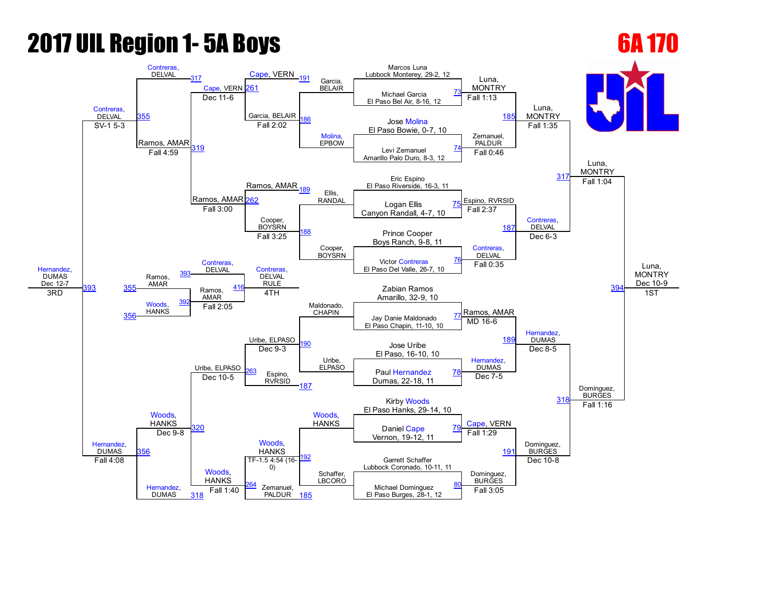# 2017 UIL Region 1- 5A Boys

## 6A 170

### Championship Bracket – First Round

| Bout | Wrestler | Wrestler | Winner | Result |
|---|---|---|---|---|
| 73 | Marcos Luna, Lubbock Monterey, 29-2, 12 | Michael Garcia, El Paso Bel Air, 8-16, 12 | Luna, MONTRY | Fall 1:13 |
| 74 | Jose Molina, El Paso Bowie, 0-7, 10 | Levi Zemanuel, Amarillo Palo Duro, 8-3, 12 | Zemanuel, PALDUR | Fall 0:46 |
| 75 | Eric Espino, El Paso Riverside, 16-3, 11 | Logan Ellis, Canyon Randall, 4-7, 10 | Espino, RVRSID | Fall 2:37 |
| 76 | Prince Cooper, Boys Ranch, 9-8, 11 | Victor Contreras, El Paso Del Valle, 26-7, 10 | Contreras, DELVAL | Fall 0:35 |
| 77 | Zabian Ramos, Amarillo, 32-9, 10 | Jay Danie Maldonado, El Paso Chapin, 11-10, 10 | Ramos, AMAR | MD 16-6 |
| 78 | Jose Uribe, El Paso, 16-10, 10 | Paul Hernandez, Dumas, 22-18, 11 | Hernandez, DUMAS | Dec 7-5 |
| 79 | Kirby Woods, El Paso Hanks, 29-14, 10 | Daniel Cape, Vernon, 19-12, 11 | Cape, VERN | Fall 1:29 |
| 80 | Garrett Schaffer, Lubbock Coronado, 10-11, 11 | Michael Dominguez, El Paso Burges, 28-1, 12 | Dominguez, BURGES | Fall 3:05 |

### Championship Bracket – Semifinals and Finals

| Bout | Wrestler | Wrestler | Winner | Result |
|---|---|---|---|---|
| 185 | Luna, MONTRY | Zemanuel, PALDUR | Luna, MONTRY | Fall 1:35 |
| 187 | Espino, RVRSID | Contreras, DELVAL | Contreras, DELVAL | Dec 6-3 |
| 189 | Ramos, AMAR | Hernandez, DUMAS | Hernandez, DUMAS | Dec 8-5 |
| 191 | Cape, VERN | Dominguez, BURGES | Dominguez, BURGES | Dec 10-8 |
| 317 | Luna, MONTRY | Contreras, DELVAL | Luna, MONTRY | Fall 1:04 |
| 318 | Hernandez, DUMAS | Dominguez, BURGES | Dominguez, BURGES | Fall 1:16 |
| 394 | Luna, MONTRY | Dominguez, BURGES | Luna, MONTRY (1ST) | Dec 10-9 |

### Consolation Bracket

| Bout | Wrestler | Wrestler | Winner | Result |
|---|---|---|---|---|
| 186 | Garcia, BELAIR | Molina, EPBOW | Garcia, BELAIR | Fall 2:02 |
| 188 | Ellis, RANDAL | Cooper, BOYSRN | Cooper, BOYSRN | Fall 3:25 |
| 190 | Maldonado, CHAPIN | Uribe, ELPASO | Uribe, ELPASO | Dec 9-3 |
| 192 | Woods, HANKS | Schaffer, LBCORO | Woods, HANKS | TF-1.5 4:54 (16-0) |
| 261 | Cape, VERN | Garcia, BELAIR | Cape, VERN | Dec 11-6 |
| 262 | Ramos, AMAR | Cooper, BOYSRN | Ramos, AMAR | Fall 3:00 |
| 263 | Uribe, ELPASO | Espino, RVRSID | Uribe, ELPASO | Dec 10-5 |
| 264 | Woods, HANKS | Zemanuel, PALDUR | Woods, HANKS | Fall 1:40 |
| 319 | Contreras, DELVAL | Ramos, AMAR | Ramos, AMAR | Fall 4:59 |
| 320 | Woods, HANKS | Hernandez, DUMAS | Woods, HANKS | Dec 9-8 |
| 355 | Contreras, DELVAL | Ramos, AMAR | Contreras, DELVAL | SV-1 5-3 |
| 356 | Woods, HANKS | Hernandez, DUMAS | Hernandez, DUMAS | Fall 4:08 |
| 392 | Ramos, AMAR | Woods, HANKS | Ramos, AMAR | Fall 2:05 |
| 393 | Contreras, DELVAL | Hernandez, DUMAS | Hernandez, DUMAS (3RD) | Dec 12-7 |
| 416 | Contreras, DELVAL | Ramos, AMAR | Contreras, DELVAL (4TH) | RULE |

### Final Placings

- 1ST: Luna, MONTRY
- 3RD: Hernandez, DUMAS
- 4TH: Contreras, DELVAL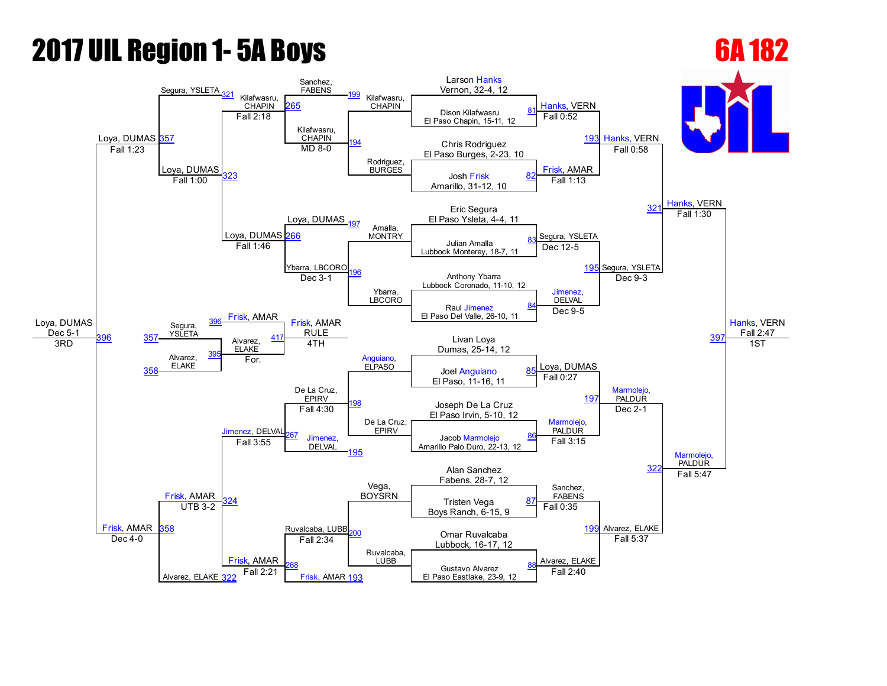# 2017 UIL Region 1- 5A Boys

## 6A 182

### Championship Bracket

**First Round**

| Bout | Wrestler 1 | Wrestler 2 | Winner | Result |
|---|---|---|---|---|
| 81 | Larson Hanks, Vernon, 32-4, 12 | Dison Kilafwasru, El Paso Chapin, 15-11, 12 | Hanks, VERN | Fall 0:52 |
| 82 | Chris Rodriguez, El Paso Burges, 2-23, 10 | Josh Frisk, Amarillo, 31-12, 10 | Frisk, AMAR | Fall 1:13 |
| 83 | Eric Segura, El Paso Ysleta, 4-4, 11 | Julian Amalla, Lubbock Monterey, 18-7, 11 | Segura, YSLETA | Dec 12-5 |
| 84 | Anthony Ybarra, Lubbock Coronado, 11-10, 12 | Raul Jimenez, El Paso Del Valle, 26-10, 11 | Jimenez, DELVAL | Dec 9-5 |
| 85 | Livan Loya, Dumas, 25-14, 12 | Joel Anguiano, El Paso, 11-16, 11 | Loya, DUMAS | Fall 0:27 |
| 86 | Joseph De La Cruz, El Paso Irvin, 5-10, 12 | Jacob Marmolejo, Amarillo Palo Duro, 22-13, 12 | Marmolejo, PALDUR | Fall 3:15 |
| 87 | Alan Sanchez, Fabens, 28-7, 12 | Tristen Vega, Boys Ranch, 6-15, 9 | Sanchez, FABENS | Fall 0:35 |
| 88 | Omar Ruvalcaba, Lubbock, 16-17, 12 | Gustavo Alvarez, El Paso Eastlake, 23-9, 12 | Alvarez, ELAKE | Fall 2:40 |

**Quarterfinals**

| Bout | Winner | Result |
|---|---|---|
| 193 | Hanks, VERN | Fall 0:58 |
| 195 | Segura, YSLETA | Dec 9-3 |
| 197 | Marmolejo, PALDUR | Dec 2-1 |
| 199 | Alvarez, ELAKE | Fall 5:37 |

**Semifinals**

| Bout | Winner | Result |
|---|---|---|
| 321 | Hanks, VERN | Fall 1:30 |
| 322 | Marmolejo, PALDUR | Fall 5:47 |

**Final**

| Bout | Winner | Result | Place |
|---|---|---|---|
| 397 | Hanks, VERN | Fall 2:47 | 1ST |

### Consolation Bracket

**Consolation Round 1**

| Bout | Wrestlers | Winner | Result |
|---|---|---|---|
| 194 | Kilafwasru, CHAPIN vs. Rodriguez, BURGES | Kilafwasru, CHAPIN | MD 8-0 |
| 196 | Amalla, MONTRY vs. Ybarra, LBCORO | Ybarra, LBCORO | Dec 3-1 |
| 198 | Anguiano, ELPASO vs. De La Cruz, EPIRV | De La Cruz, EPIRV | Fall 4:30 |
| 200 | Vega, BOYSRN vs. Ruvalcaba, LUBB | Ruvalcaba, LUBB | Fall 2:34 |

**Consolation Round 2**

| Bout | Wrestlers | Winner | Result |
|---|---|---|---|
| 265 | Sanchez, FABENS (199) vs. Kilafwasru, CHAPIN | Kilafwasru, CHAPIN | Fall 2:18 |
| 266 | Loya, DUMAS (197) vs. Ybarra, LBCORO | Loya, DUMAS | Fall 1:46 |
| 267 | De La Cruz, EPIRV vs. Jimenez, DELVAL (195) | Jimenez, DELVAL | Fall 3:55 |
| 268 | Ruvalcaba, LUBB vs. Frisk, AMAR (193) | Frisk, AMAR | Fall 2:21 |

**Consolation Semifinals**

| Bout | Wrestlers | Winner | Result |
|---|---|---|---|
| 323 | Segura, YSLETA (321) vs. Kilafwasru, CHAPIN / Loya, DUMAS | Loya, DUMAS | Fall 1:00 |
| 324 | Jimenez, DELVAL vs. Alvarez, ELAKE (322) / Frisk, AMAR | Frisk, AMAR | UTB 3-2 |

**Consolation Finals**

| Bout | Wrestlers | Winner | Result |
|---|---|---|---|
| 357 | Loya, DUMAS | Loya, DUMAS | Fall 1:23 |
| 358 | Frisk, AMAR | Frisk, AMAR | Dec 4-0 |

**3rd Place**

| Bout | Wrestlers | Winner | Result | Place |
|---|---|---|---|---|
| 396 | Loya, DUMAS vs. Frisk, AMAR | Loya, DUMAS | Dec 5-1 | 3RD |

**5th Place / 4th**

| Bout | Wrestlers | Winner | Result |
|---|---|---|---|
| 395 | Segura, YSLETA (357) vs. Alvarez, ELAKE (358) | Alvarez, ELAKE | For. |
| 417 | Frisk, AMAR (396) vs. Alvarez, ELAKE | Frisk, AMAR | RULE — 4TH |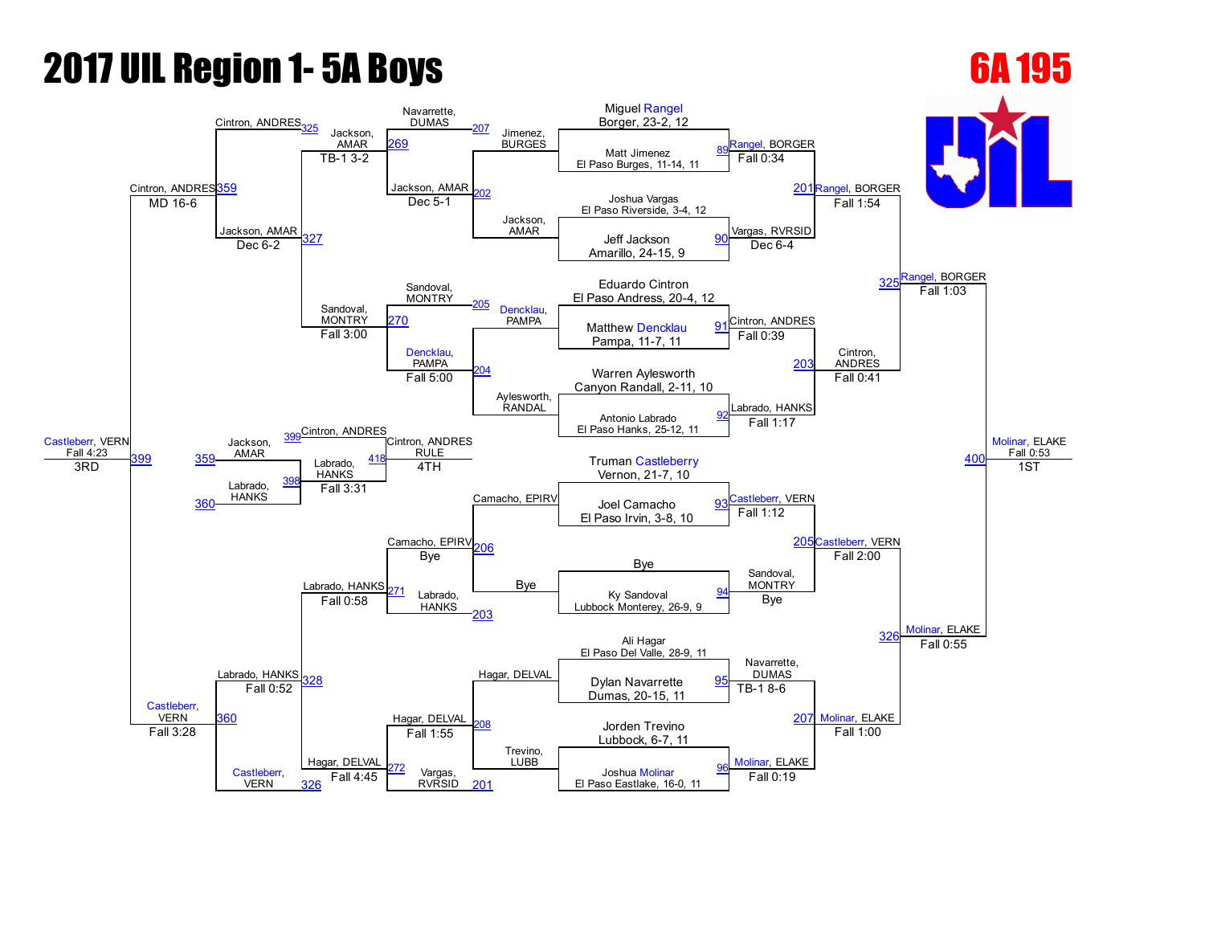# 2017 UIL Region 1- 5A Boys

## 6A 195

### Championship Bracket — First Round (Seeded Entries)

| Match | Wrestler 1 | Wrestler 2 | Winner | Result |
|---|---|---|---|---|
| 89 | Miguel Rangel, Borger, 23-2, 12 | Matt Jimenez, El Paso Burges, 11-14, 11 | Rangel, BORGER | Fall 0:34 |
| 90 | Joshua Vargas, El Paso Riverside, 3-4, 12 | Jeff Jackson, Amarillo, 24-15, 9 | Vargas, RVRSID | Dec 6-4 |
| 91 | Eduardo Cintron, El Paso Andress, 20-4, 12 | Matthew Dencklau, Pampa, 11-7, 11 | Cintron, ANDRES | Fall 0:39 |
| 92 | Warren Aylesworth, Canyon Randall, 2-11, 10 | Antonio Labrado, El Paso Hanks, 25-12, 11 | Labrado, HANKS | Fall 1:17 |
| 93 | Truman Castleberry, Vernon, 21-7, 10 | Joel Camacho, El Paso Irvin, 3-8, 10 | Castleberr, VERN | Fall 1:12 |
| 94 | Bye | Ky Sandoval, Lubbock Monterey, 26-9, 9 | Sandoval, MONTRY | Bye |
| 95 | Ali Hagar, El Paso Del Valle, 28-9, 11 | Dylan Navarrette, Dumas, 20-15, 11 | Navarrette, DUMAS | TB-1 8-6 |
| 96 | Jorden Trevino, Lubbock, 6-7, 11 | Joshua Molinar, El Paso Eastlake, 16-0, 11 | Molinar, ELAKE | Fall 0:19 |

### Championship Bracket — Later Rounds

| Match | Winner | Result |
|---|---|---|
| 201 | Rangel, BORGER | Fall 1:54 |
| 203 | Cintron, ANDRES | Fall 0:41 |
| 205 | Castleberr, VERN | Fall 2:00 |
| 207 | Molinar, ELAKE | Fall 1:00 |
| 325 | Rangel, BORGER | Fall 1:03 |
| 326 | Molinar, ELAKE | Fall 0:55 |
| 400 | Molinar, ELAKE | Fall 0:53 — 1ST |

### Consolation Bracket

| Match | Wrestler 1 | Wrestler 2 | Winner | Result |
|---|---|---|---|---|
| 202 | Jimenez, BURGES | Jackson, AMAR | Jackson, AMAR | Dec 5-1 |
| 204 | Dencklau, PAMPA | Aylesworth, RANDAL | Dencklau, PAMPA | Fall 5:00 |
| 206 | Camacho, EPIRV | Bye | Camacho, EPIRV | Bye |
| 208 | Hagar, DELVAL | Trevino, LUBB | Hagar, DELVAL | Fall 1:55 |
| 269 | Navarrette, DUMAS | Jackson, AMAR | Jackson, AMAR | TB-1 3-2 |
| 270 | Sandoval, MONTRY | Dencklau, PAMPA | Sandoval, MONTRY | Fall 3:00 |
| 271 | Camacho, EPIRV | Labrado, HANKS | Labrado, HANKS | Fall 0:58 |
| 272 | Hagar, DELVAL | Vargas, RVRSID | Hagar, DELVAL | Fall 4:45 |
| 327 | Cintron, ANDRES | Jackson, AMAR | Jackson, AMAR | Dec 6-2 |
| 328 | Labrado, HANKS | Castleberr, VERN | Castleberr, VERN | Fall 3:28 (via 360) |
| 359 | Cintron, ANDRES | Jackson, AMAR | Cintron, ANDRES | MD 16-6 |
| 360 | Labrado, HANKS | Castleberr, VERN | Castleberr, VERN | Fall 3:28 |
| 398 | Jackson, AMAR | Labrado, HANKS | Labrado, HANKS | Fall 3:31 |
| 399 | Cintron, ANDRES | Castleberr, VERN | Castleberr, VERN | Fall 4:23 — 3RD |
| 418 | Cintron, ANDRES | Labrado, HANKS | Cintron, ANDRES | RULE — 4TH |

### Final Placements

- **1ST:** Molinar, ELAKE (Fall 0:53)
- **2ND:** Rangel, BORGER
- **3RD:** Castleberr, VERN (Fall 4:23)
- **4TH:** Cintron, ANDRES (RULE)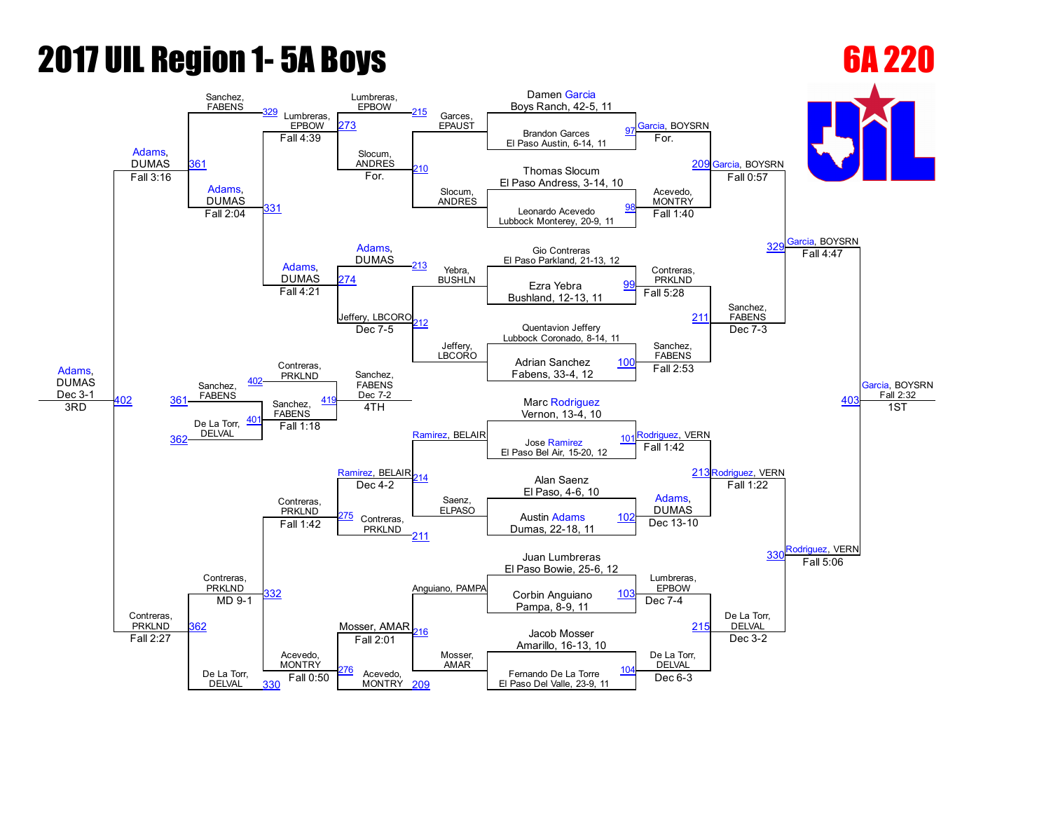# 2017 UIL Region 1- 5A Boys

## 6A 220

### Championship Bracket – First Round

| Bout | Wrestler 1 | Wrestler 2 | Winner | Result |
|---|---|---|---|---|
| 97 | Damen Garcia, Boys Ranch, 42-5, 11 | Brandon Garces, El Paso Austin, 6-14, 11 | Garcia, BOYSRN | For. |
| 98 | Thomas Slocum, El Paso Andress, 3-14, 10 | Leonardo Acevedo, Lubbock Monterey, 20-9, 11 | Acevedo, MONTRY | Fall 1:40 |
| 99 | Gio Contreras, El Paso Parkland, 21-13, 12 | Ezra Yebra, Bushland, 12-13, 11 | Contreras, PRKLND | Fall 5:28 |
| 100 | Quentavion Jeffery, Lubbock Coronado, 8-14, 11 | Adrian Sanchez, Fabens, 33-4, 12 | Sanchez, FABENS | Fall 2:53 |
| 101 | Marc Rodriguez, Vernon, 13-4, 10 | Jose Ramirez, El Paso Bel Air, 15-20, 12 | Rodriguez, VERN | Fall 1:42 |
| 102 | Alan Saenz, El Paso, 4-6, 10 | Austin Adams, Dumas, 22-18, 11 | Adams, DUMAS | Dec 13-10 |
| 103 | Juan Lumbreras, El Paso Bowie, 25-6, 12 | Corbin Anguiano, Pampa, 8-9, 11 | Lumbreras, EPBOW | Dec 7-4 |
| 104 | Jacob Mosser, Amarillo, 16-13, 10 | Fernando De La Torre, El Paso Del Valle, 23-9, 11 | De La Torr, DELVAL | Dec 6-3 |

### Championship Bracket – Semifinals

| Bout | Wrestler 1 | Wrestler 2 | Winner | Result |
|---|---|---|---|---|
| 209 | Garcia, BOYSRN | Acevedo, MONTRY | Garcia, BOYSRN | Fall 0:57 |
| 211 | Contreras, PRKLND | Sanchez, FABENS | Sanchez, FABENS | Dec 7-3 |
| 213 | Rodriguez, VERN | Adams, DUMAS | Rodriguez, VERN | Fall 1:22 |
| 215 | Lumbreras, EPBOW | De La Torr, DELVAL | De La Torr, DELVAL | Dec 3-2 |

### Championship Bracket – Finals

| Bout | Wrestler 1 | Wrestler 2 | Winner | Result |
|---|---|---|---|---|
| 329 | Garcia, BOYSRN | Sanchez, FABENS | Garcia, BOYSRN | Fall 4:47 |
| 330 | Rodriguez, VERN | De La Torr, DELVAL | Rodriguez, VERN | Fall 5:06 |
| 403 | Garcia, BOYSRN | Rodriguez, VERN | Garcia, BOYSRN | Fall 2:32 – 1ST |

### Consolation Bracket

| Bout | Wrestler 1 | Wrestler 2 | Winner | Result |
|---|---|---|---|---|
| 210 | Garces, EPAUST | Slocum, ANDRES | Slocum, ANDRES | For. |
| 212 | Yebra, BUSHLN | Jeffery, LBCORO | Jeffery, LBCORO | Dec 7-5 |
| 214 | Ramirez, BELAIR | Saenz, ELPASO | Ramirez, BELAIR | Dec 4-2 |
| 216 | Anguiano, PAMPA | Mosser, AMAR | Mosser, AMAR | Fall 2:01 |
| 215 | Lumbreras, EPBOW | Slocum, ANDRES | Lumbreras, EPBOW | Fall 4:39 |
| 213 | Adams, DUMAS | Jeffery, LBCORO | Adams, DUMAS | Fall 4:21 |
| 211 | Ramirez, BELAIR | Contreras, PRKLND | Contreras, PRKLND | Fall 1:42 |
| 209 | Mosser, AMAR | Acevedo, MONTRY | Acevedo, MONTRY | Fall 0:50 |
| 273 / 274 | Lumbreras, EPBOW | Adams, DUMAS | Adams, DUMAS | Fall 2:04 |
| 275 / 276 | Contreras, PRKLND | Acevedo, MONTRY | Contreras, PRKLND | MD 9-1 |
| 329 / 331 | Sanchez, FABENS | Adams, DUMAS | Adams, DUMAS | Fall 3:16 |
| 330 / 332 | Contreras, PRKLND | De La Torr, DELVAL | Contreras, PRKLND | Fall 2:27 |
| 402 | Adams, DUMAS | Contreras, PRKLND | Adams, DUMAS | Dec 3-1 – 3RD |

### 4th Place Bracket

| Bout | Wrestler 1 | Wrestler 2 | Winner | Result |
|---|---|---|---|---|
| 401 | Sanchez, FABENS (361) | De La Torr, DELVAL (362) | Sanchez, FABENS | Fall 1:18 |
| 419 | Contreras, PRKLND (402) | Sanchez, FABENS | Sanchez, FABENS | Dec 7-2 – 4TH |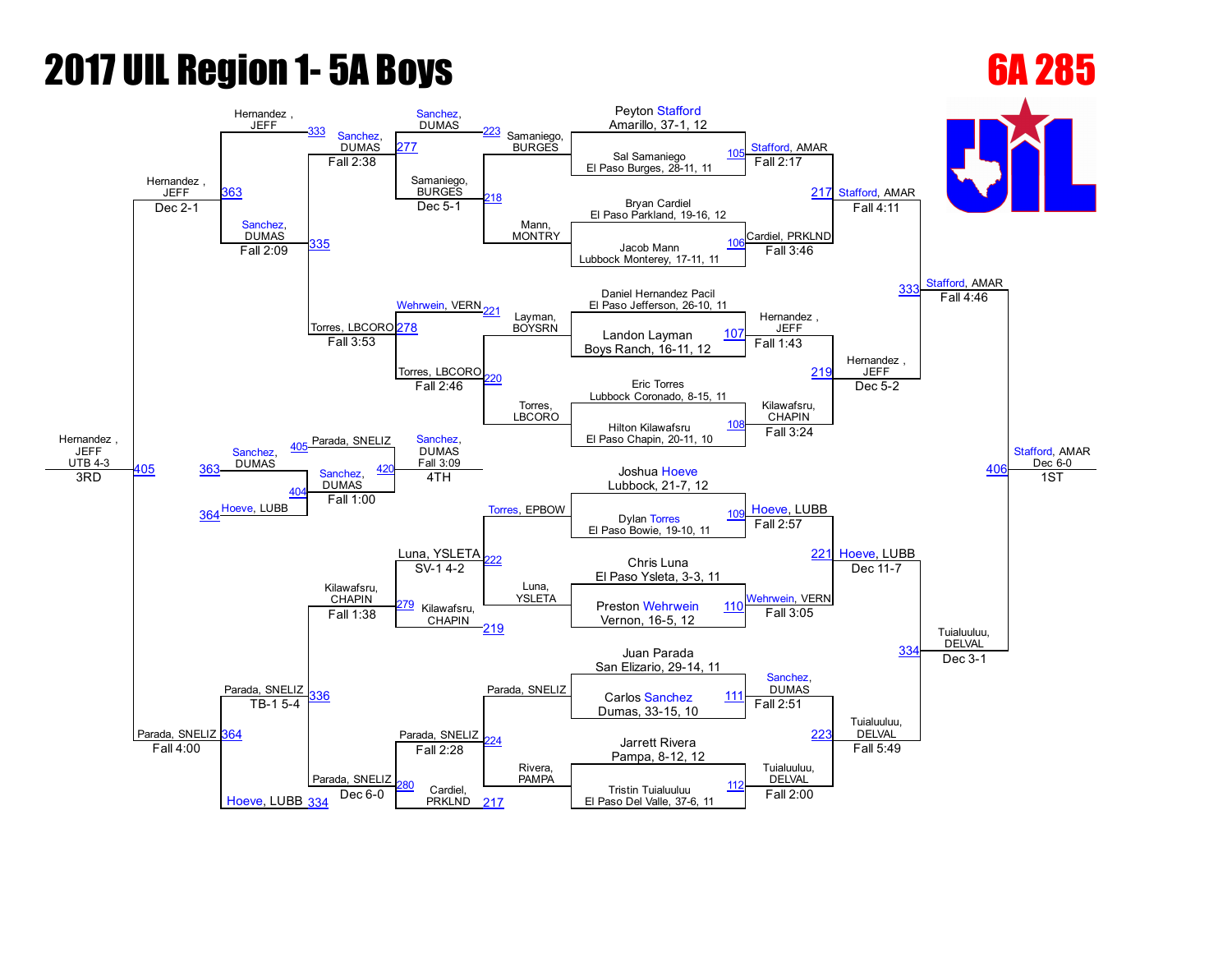# 2017 UIL Region 1- 5A Boys

# 6A 285

## Championship Bracket

Peyton Stafford, Amarillo, 37-1, 12
Sal Samaniego, El Paso Burges, 28-11, 11 — 105 — Stafford, AMAR, Fall 2:17

Bryan Cardiel, El Paso Parkland, 19-16, 12
Jacob Mann, Lubbock Monterey, 17-11, 11 — 106 — Cardiel, PRKLND, Fall 3:46

217 — Stafford, AMAR, Fall 4:11

Daniel Hernandez Pacil, El Paso Jefferson, 26-10, 11
Landon Layman, Boys Ranch, 16-11, 12 — 107 — Hernandez, JEFF, Fall 1:43

Eric Torres, Lubbock Coronado, 8-15, 11
Hilton Kilawafsru, El Paso Chapin, 20-11, 10 — 108 — Kilawafsru, CHAPIN, Fall 3:24

219 — Hernandez, JEFF, Dec 5-2

333 — Stafford, AMAR, Fall 4:46

Joshua Hoeve, Lubbock, 21-7, 12
Dylan Torres, El Paso Bowie, 19-10, 11 — 109 — Hoeve, LUBB, Fall 2:57

Chris Luna, El Paso Ysleta, 3-3, 11
Preston Wehrwein, Vernon, 16-5, 12 — 110 — Wehrwein, VERN, Fall 3:05

221 — Hoeve, LUBB, Dec 11-7

Juan Parada, San Elizario, 29-14, 11
Carlos Sanchez, Dumas, 33-15, 10 — 111 — Sanchez, DUMAS, Fall 2:51

Jarrett Rivera, Pampa, 8-12, 12
Tristin Tuialuuluu, El Paso Del Valle, 37-6, 11 — 112 — Tuialuuluu, DELVAL, Fall 2:00

223 — Tuialuuluu, DELVAL, Fall 5:49

334 — Tuialuuluu, DELVAL, Dec 3-1

406 — Stafford, AMAR, Dec 6-0 — 1ST

## Consolation Bracket

217 Samaniego, BURGES vs. Mann, MONTRY — 218 — Samaniego, BURGES, Dec 5-1

Sanchez, DUMAS — 223 vs. Samaniego, BURGES — 277 — Sanchez, DUMAS, Fall 2:38

219 Layman, BOYSRN vs. Torres, LBCORO — 220 — Torres, LBCORO, Fall 2:46

Wehrwein, VERN — 221 vs. Torres, LBCORO — 278 — Torres, LBCORO, Fall 3:53

Hernandez, JEFF — 333 vs. Sanchez, DUMAS — 335 — Sanchez, DUMAS, Fall 2:09

363 — Hernandez, JEFF, Dec 2-1

Torres, EPBOW vs. Luna, YSLETA — 222 — Luna, YSLETA, SV-1 4-2

Luna, YSLETA vs. Kilawafsru, CHAPIN — 219 — 279 — Kilawafsru, CHAPIN, Fall 1:38

Parada, SNELIZ vs. Rivera, PAMPA — 224 — Parada, SNELIZ, Fall 2:28

Parada, SNELIZ vs. Cardiel, PRKLND — 217 — 280 — Parada, SNELIZ, Dec 6-0

Kilawafsru, CHAPIN vs. Parada, SNELIZ — 336 — Parada, SNELIZ, TB-1 5-4

Parada, SNELIZ vs. Hoeve, LUBB — 334 — 364 — Parada, SNELIZ, Fall 4:00

405 — Hernandez, JEFF, UTB 4-3 — 3RD

## 4th Place

363 Sanchez, DUMAS vs. 364 Hoeve, LUBB — 404 — Sanchez, DUMAS, Fall 1:00

405 Parada, SNELIZ vs. Sanchez, DUMAS — 420 — Sanchez, DUMAS, Fall 3:09 — 4TH